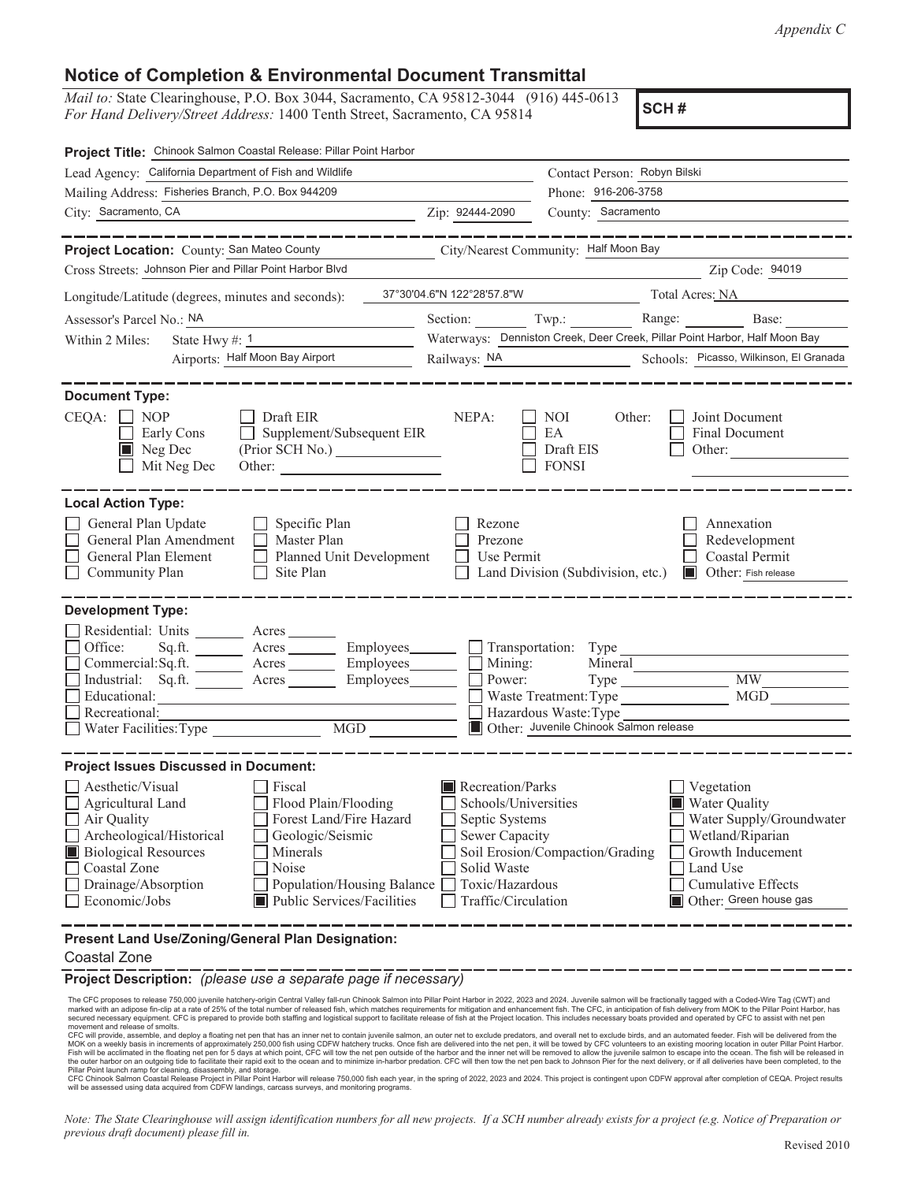*Appendix C*

# Notice of Completion & Environmental Document Transmittal

*Mail to:* State Clearinghouse, P.O. Box 3044, Sacramento, CA 95812-3044 (916) 445-0613
*For Hand Delivery/Street Address:* 1400 Tenth Street, Sacramento, CA 95814

**SCH #**

**Project Title:** Chinook Salmon Coastal Release: Pillar Point Harbor

Lead Agency: California Department of Fish and Wildlife
Contact Person: Robyn Bilski
Mailing Address: Fisheries Branch, P.O. Box 944209
Phone: 916-206-3758
City: Sacramento, CA
Zip: 92444-2090
County: Sacramento

---

**Project Location:** County: San Mateo County
City/Nearest Community: Half Moon Bay
Cross Streets: Johnson Pier and Pillar Point Harbor Blvd
Zip Code: 94019
Longitude/Latitude (degrees, minutes and seconds): 37°30'04.6"N 122°28'57.8"W
Total Acres: NA
Assessor's Parcel No.: NA
Section: ____ Twp.: ____ Range: ____ Base: ____
Within 2 Miles: State Hwy #: 1
Waterways: Denniston Creek, Deer Creek, Pillar Point Harbor, Half Moon Bay
Airports: Half Moon Bay Airport
Railways: NA
Schools: Picasso, Wilkinson, El Granada

---

**Document Type:**

CEQA: ☐ NOP ☐ Early Cons ☒ Neg Dec ☐ Mit Neg Dec ☐ Draft EIR ☐ Supplement/Subsequent EIR (Prior SCH No.) ____ Other: ____

NEPA: ☐ NOI ☐ EA ☐ Draft EIS ☐ FONSI

Other: ☐ Joint Document ☐ Final Document ☐ Other: ____

---

**Local Action Type:**

☐ General Plan Update ☐ General Plan Amendment ☐ General Plan Element ☐ Community Plan ☐ Specific Plan ☐ Master Plan ☐ Planned Unit Development ☐ Site Plan ☐ Rezone ☐ Prezone ☐ Use Permit ☐ Land Division (Subdivision, etc.) ☐ Annexation ☐ Redevelopment ☐ Coastal Permit ☒ Other: Fish release

---

**Development Type:**

☐ Residential: Units ____ Acres ____
☐ Office: Sq.ft. ____ Acres ____ Employees ____
☐ Commercial: Sq.ft. ____ Acres ____ Employees ____
☐ Industrial: Sq.ft. ____ Acres ____ Employees ____
☐ Educational: ____
☐ Recreational: ____
☐ Water Facilities: Type ____ MGD ____
☐ Transportation: Type ____
☐ Mining: Mineral ____
☐ Power: Type ____ MW ____
☐ Waste Treatment: Type ____ MGD ____
☐ Hazardous Waste: Type ____
☒ Other: Juvenile Chinook Salmon release

---

**Project Issues Discussed in Document:**

☐ Aesthetic/Visual ☐ Agricultural Land ☐ Air Quality ☐ Archeological/Historical ☒ Biological Resources ☐ Coastal Zone ☐ Drainage/Absorption ☐ Economic/Jobs ☐ Fiscal ☐ Flood Plain/Flooding ☐ Forest Land/Fire Hazard ☐ Geologic/Seismic ☐ Minerals ☐ Noise ☐ Population/Housing Balance ☒ Public Services/Facilities ☒ Recreation/Parks ☐ Schools/Universities ☐ Septic Systems ☐ Sewer Capacity ☐ Soil Erosion/Compaction/Grading ☐ Solid Waste ☐ Toxic/Hazardous ☐ Traffic/Circulation ☐ Vegetation ☒ Water Quality ☐ Water Supply/Groundwater ☐ Wetland/Riparian ☐ Growth Inducement ☐ Land Use ☐ Cumulative Effects ☒ Other: Green house gas

---

**Present Land Use/Zoning/General Plan Designation:**

Coastal Zone

**Project Description:** *(please use a separate page if necessary)*

The CFC proposes to release 750,000 juvenile hatchery-origin Central Valley fall-run Chinook Salmon into Pillar Point Harbor in 2022, 2023 and 2024. Juvenile salmon will be fractionally tagged with a Coded-Wire Tag (CWT) and marked with an adipose fin-clip at a rate of 25% of the total number of released fish, which matches requirements for mitigation and enhancement fish. The CFC, in anticipation of fish delivery from MOK to the Pillar Point Harbor, has secured necessary equipment. CFC is prepared to provide both staffing and logistical support to facilitate release of fish at the Project location. This includes necessary boats provided and operated by CFC volunteers to assist with net pen movement and release of smolts.
CFC will provide, assemble, and deploy a floating net pen that has an inner net to contain juvenile salmon, an outer net to exclude predators, and overall net to exclude birds, and an automated feeder. Fish will be delivered from the MOK on a weekly basis in increments of approximately 250,000 fish using CDFW hatchery trucks. Once fish are delivered into the net pen, it will be towed by CFC volunteers to an existing mooring location in outer Pillar Point Harbor. Fish will be acclimated in the floating net pen for 5 days at which point, CFC will tow the net pen outside of the harbor and the inner net will be removed to allow the juvenile salmon to escape into the ocean. The fish will be released in the outer harbor on an outgoing tide to facilitate their rapid exit to the ocean and to minimize in-harbor predation. CFC will then tow the net pen back to Johnson Pier for the next delivery, or if all deliveries have been completed, to the Pillar Point launch ramp for cleaning, disassembly, and storage.
CFC Chinook Salmon Coastal Release Project in Pillar Point Harbor will release 750,000 fish each year, in the spring of 2022, 2023 and 2024. This project is contingent upon CDFW approval after completion of CEQA. Project results will be assessed using data acquired from CDFW landings, carcass surveys, and monitoring programs.

*Note: The State Clearinghouse will assign identification numbers for all new projects. If a SCH number already exists for a project (e.g. Notice of Preparation or previous draft document) please fill in.*

Revised 2010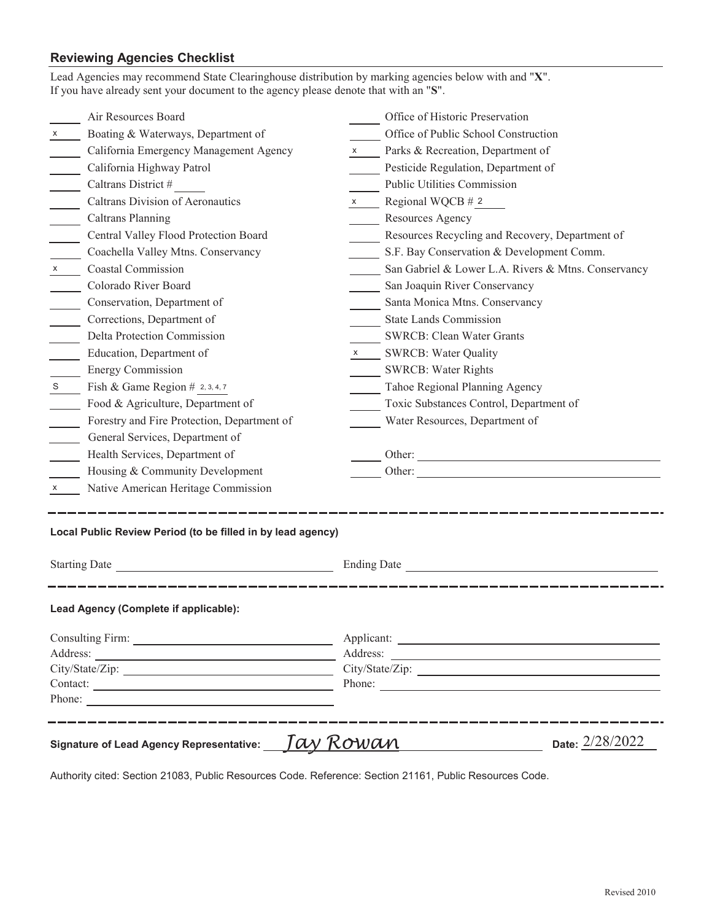## Reviewing Agencies Checklist

Lead Agencies may recommend State Clearinghouse distribution by marking agencies below with and "**X**".
If you have already sent your document to the agency please denote that with an "**S**".

| | | | |
|---|---|---|---|
| | Air Resources Board | | Office of Historic Preservation |
| x | Boating & Waterways, Department of | | Office of Public School Construction |
| | California Emergency Management Agency | x | Parks & Recreation, Department of |
| | California Highway Patrol | | Pesticide Regulation, Department of |
| | Caltrans District # | | Public Utilities Commission |
| | Caltrans Division of Aeronautics | x | Regional WQCB # 2 |
| | Caltrans Planning | | Resources Agency |
| | Central Valley Flood Protection Board | | Resources Recycling and Recovery, Department of |
| | Coachella Valley Mtns. Conservancy | | S.F. Bay Conservation & Development Comm. |
| x | Coastal Commission | | San Gabriel & Lower L.A. Rivers & Mtns. Conservancy |
| | Colorado River Board | | San Joaquin River Conservancy |
| | Conservation, Department of | | Santa Monica Mtns. Conservancy |
| | Corrections, Department of | | State Lands Commission |
| | Delta Protection Commission | | SWRCB: Clean Water Grants |
| | Education, Department of | x | SWRCB: Water Quality |
| | Energy Commission | | SWRCB: Water Rights |
| S | Fish & Game Region # 2, 3, 4, 7 | | Tahoe Regional Planning Agency |
| | Food & Agriculture, Department of | | Toxic Substances Control, Department of |
| | Forestry and Fire Protection, Department of | | Water Resources, Department of |
| | General Services, Department of | | |
| | Health Services, Department of | | Other: |
| | Housing & Community Development | | Other: |
| x | Native American Heritage Commission | | |

**Local Public Review Period (to be filled in by lead agency)**

Starting Date ______________________ Ending Date ______________________

**Lead Agency (Complete if applicable):**

Consulting Firm: ______________________
Address: ______________________
City/State/Zip: ______________________
Contact: ______________________
Phone: ______________________

Applicant: ______________________
Address: ______________________
City/State/Zip: ______________________
Phone: ______________________

**Signature of Lead Agency Representative:** *Jay Rowan* **Date:** 2/28/2022

Authority cited: Section 21083, Public Resources Code. Reference: Section 21161, Public Resources Code.

Revised 2010